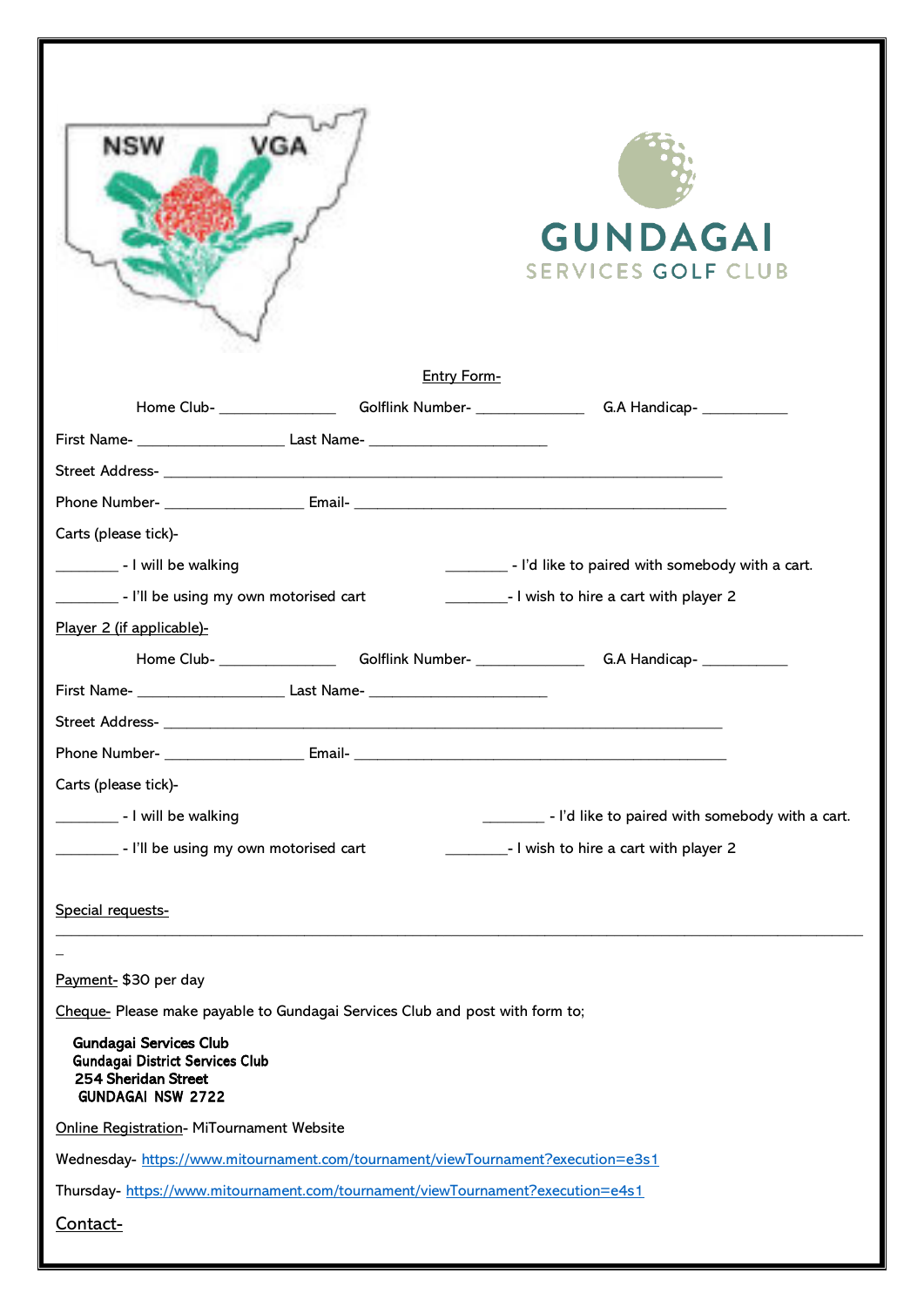NSW VGA

GUNDAGAI
SERVICES GOLF CLUB

Entry Form-

Home Club- ______________ Golflink Number- ______________ G.A Handicap- ___________

First Name- ___________________ Last Name- _______________________

Street Address- ___________________________________________________________________________

Phone Number- __________________ Email- ________________________________________________

Carts (please tick)-

________ - I will be walking ________ - I'd like to paired with somebody with a cart.

________ - I'll be using my own motorised cart ________- I wish to hire a cart with player 2

Player 2 (if applicable)-

Home Club- ______________ Golflink Number- ______________ G.A Handicap- ___________

First Name- ___________________ Last Name- _______________________

Street Address- ___________________________________________________________________________

Phone Number- __________________ Email- ________________________________________________

Carts (please tick)-

________ - I will be walking ________ - I'd like to paired with somebody with a cart.

________ - I'll be using my own motorised cart ________- I wish to hire a cart with player 2

Special requests-

_____________________________________________________________________________________________

_

Payment- $30 per day

Cheque- Please make payable to Gundagai Services Club and post with form to;

**Gundagai Services Club**
**Gundagai District Services Club**
**254 Sheridan Street**
**GUNDAGAI NSW 2722**

Online Registration- MiTournament Website

Wednesday- https://www.mitournament.com/tournament/viewTournament?execution=e3s1

Thursday- https://www.mitournament.com/tournament/viewTournament?execution=e4s1

Contact-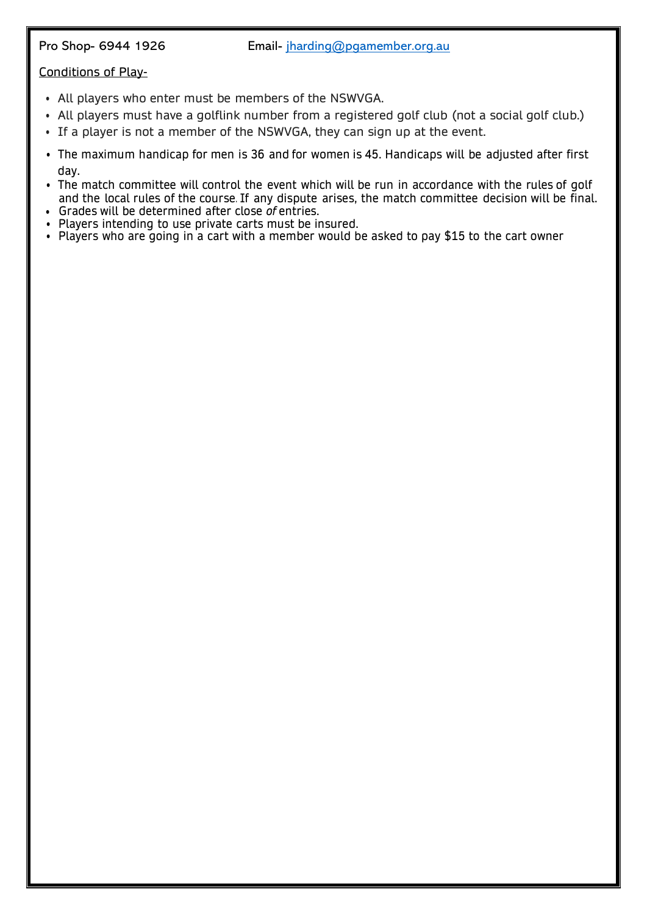Pro Shop- 6944 1926 Email- jharding@pgamember.org.au

Conditions of Play-

- All players who enter must be members of the NSWVGA.
- All players must have a golflink number from a registered golf club (not a social golf club.)
- If a player is not a member of the NSWVGA, they can sign up at the event.
- The maximum handicap for men is 36 and for women is 45. Handicaps will be adjusted after first day.
- The match committee will control the event which will be run in accordance with the rules of golf and the local rules of the course. If any dispute arises, the match committee decision will be final.
- Grades will be determined after close *of* entries.
- Players intending to use private carts must be insured.
- Players who are going in a cart with a member would be asked to pay $15 to the cart owner